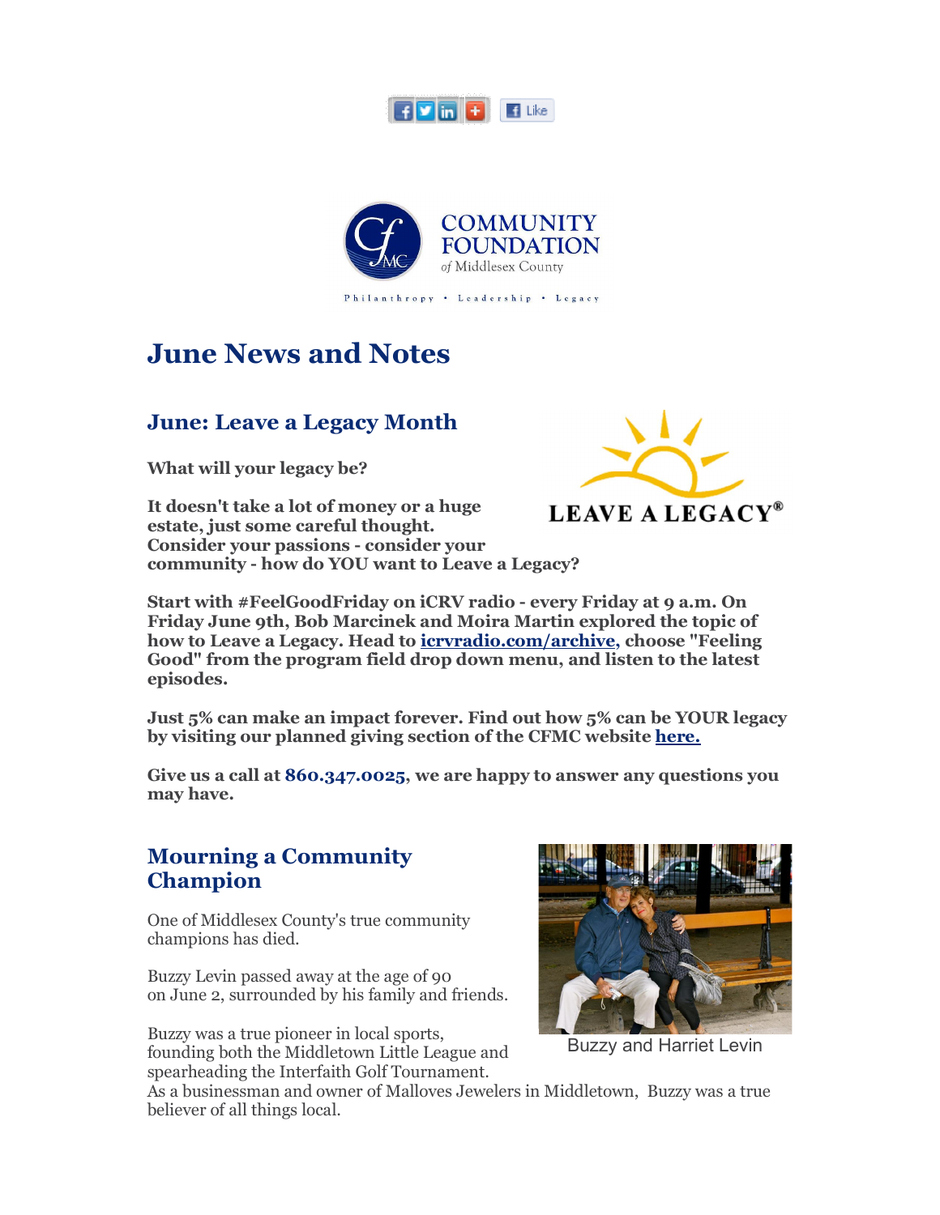COMMUNITY FOUNDATION of Middlesex County

Philanthropy • Leadership • Legacy

# June News and Notes

## June: Leave a Legacy Month

LEAVE A LEGACY®

**What will your legacy be?**

**It doesn't take a lot of money or a huge estate, just some careful thought. Consider your passions - consider your community - how do YOU want to Leave a Legacy?**

**Start with #FeelGoodFriday on iCRV radio - every Friday at 9 a.m. On Friday June 9th, Bob Marcinek and Moira Martin explored the topic of how to Leave a Legacy. Head to icrvradio.com/archive, choose "Feeling Good" from the program field drop down menu, and listen to the latest episodes.**

**Just 5% can make an impact forever. Find out how 5% can be YOUR legacy by visiting our planned giving section of the CFMC website here.**

**Give us a call at 860.347.0025, we are happy to answer any questions you may have.**

## Mourning a Community Champion

One of Middlesex County's true community champions has died.

Buzzy Levin passed away at the age of 90 on June 2, surrounded by his family and friends.

Buzzy and Harriet Levin

Buzzy was a true pioneer in local sports, founding both the Middletown Little League and spearheading the Interfaith Golf Tournament. As a businessman and owner of Malloves Jewelers in Middletown, Buzzy was a true believer of all things local.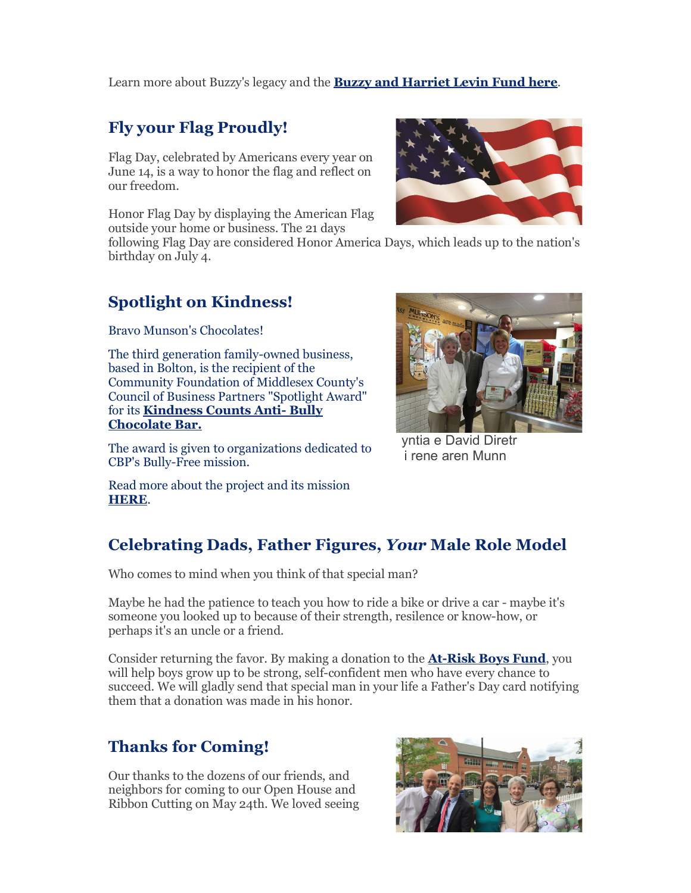Learn more about Buzzy's legacy and the **Buzzy and Harriet Levin Fund here**.

## Fly your Flag Proudly!

Flag Day, celebrated by Americans every year on June 14, is a way to honor the flag and reflect on our freedom.

Honor Flag Day by displaying the American Flag outside your home or business. The 21 days following Flag Day are considered Honor America Days, which leads up to the nation's birthday on July 4.

## Spotlight on Kindness!

Bravo Munson's Chocolates!

The third generation family-owned business, based in Bolton, is the recipient of the Community Foundation of Middlesex County's Council of Business Partners "Spotlight Award" for its **Kindness Counts Anti- Bully Chocolate Bar.**

The award is given to organizations dedicated to CBP's Bully-Free mission.

Read more about the project and its mission **HERE**.

yntia e David Diretr
i rene aren Munn

## Celebrating Dads, Father Figures, *Your* Male Role Model

Who comes to mind when you think of that special man?

Maybe he had the patience to teach you how to ride a bike or drive a car - maybe it's someone you looked up to because of their strength, resilence or know-how, or perhaps it's an uncle or a friend.

Consider returning the favor. By making a donation to the **At-Risk Boys Fund**, you will help boys grow up to be strong, self-confident men who have every chance to succeed. We will gladly send that special man in your life a Father's Day card notifying them that a donation was made in his honor.

## Thanks for Coming!

Our thanks to the dozens of our friends, and neighbors for coming to our Open House and Ribbon Cutting on May 24th. We loved seeing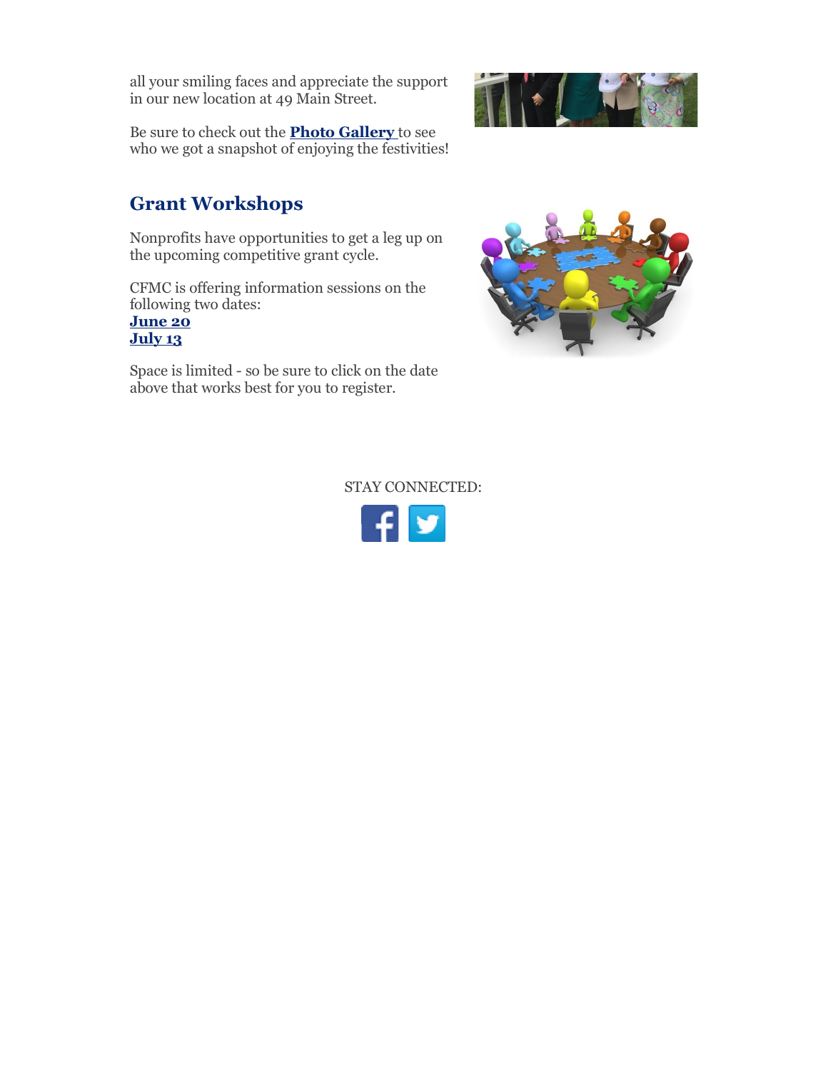all your smiling faces and appreciate the support in our new location at 49 Main Street.

Be sure to check out the **Photo Gallery** to see who we got a snapshot of enjoying the festivities!

## Grant Workshops

Nonprofits have opportunities to get a leg up on the upcoming competitive grant cycle.

CFMC is offering information sessions on the following two dates:
**June 20**
**July 13**

Space is limited - so be sure to click on the date above that works best for you to register.

STAY CONNECTED: